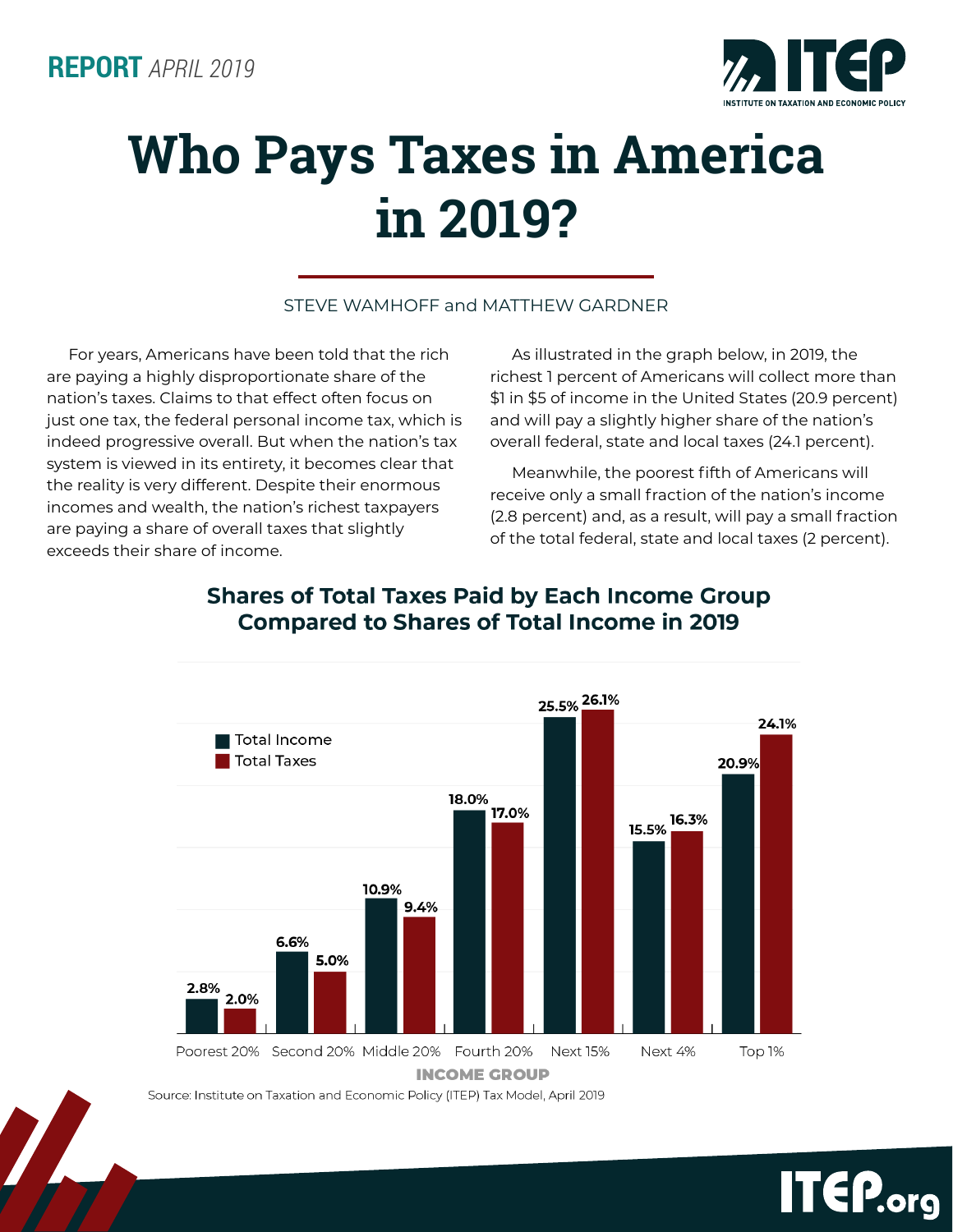REPORT *APRIL 2019*

# Who Pays Taxes in America in 2019?

STEVE WAMHOFF and MATTHEW GARDNER

For years, Americans have been told that the rich are paying a highly disproportionate share of the nation's taxes. Claims to that effect often focus on just one tax, the federal personal income tax, which is indeed progressive overall. But when the nation's tax system is viewed in its entirety, it becomes clear that the reality is very different. Despite their enormous incomes and wealth, the nation's richest taxpayers are paying a share of overall taxes that slightly exceeds their share of income.

As illustrated in the graph below, in 2019, the richest 1 percent of Americans will collect more than $1 in $5 of income in the United States (20.9 percent) and will pay a slightly higher share of the nation's overall federal, state and local taxes (24.1 percent).

Meanwhile, the poorest fifth of Americans will receive only a small fraction of the nation's income (2.8 percent) and, as a result, will pay a small fraction of the total federal, state and local taxes (2 percent).

## Shares of Total Taxes Paid by Each Income Group Compared to Shares of Total Income in 2019

| Income Group | Total Income | Total Taxes |
|---|---|---|
| Poorest 20% | 2.8% | 2.0% |
| Second 20% | 6.6% | 5.0% |
| Middle 20% | 10.9% | 9.4% |
| Fourth 20% | 18.0% | 17.0% |
| Next 15% | 25.5% | 26.1% |
| Next 4% | 15.5% | 16.3% |
| Top 1% | 20.9% | 24.1% |

Source: Institute on Taxation and Economic Policy (ITEP) Tax Model, April 2019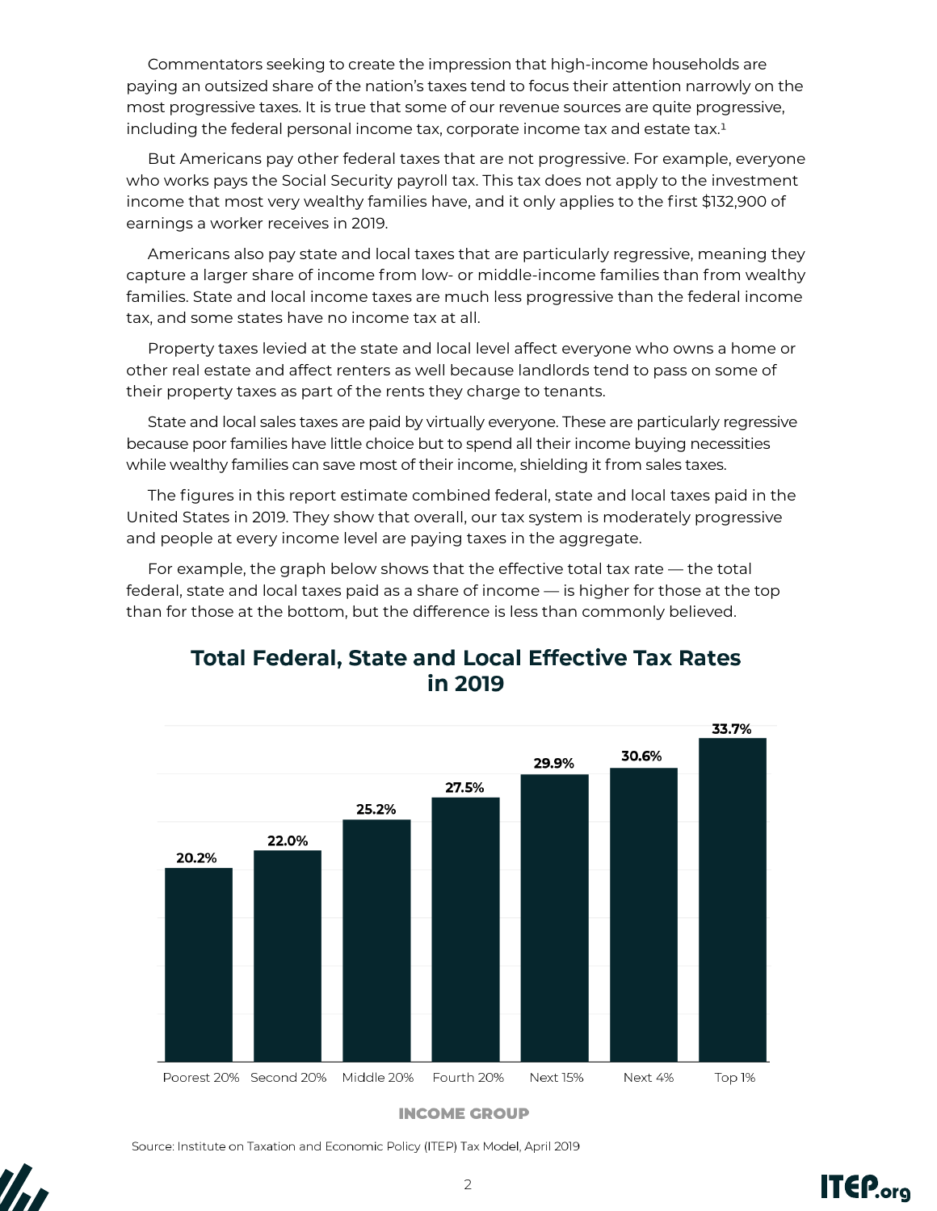Commentators seeking to create the impression that high-income households are paying an outsized share of the nation's taxes tend to focus their attention narrowly on the most progressive taxes. It is true that some of our revenue sources are quite progressive, including the federal personal income tax, corporate income tax and estate tax.[1]

But Americans pay other federal taxes that are not progressive. For example, everyone who works pays the Social Security payroll tax. This tax does not apply to the investment income that most very wealthy families have, and it only applies to the first $132,900 of earnings a worker receives in 2019.

Americans also pay state and local taxes that are particularly regressive, meaning they capture a larger share of income from low- or middle-income families than from wealthy families. State and local income taxes are much less progressive than the federal income tax, and some states have no income tax at all.

Property taxes levied at the state and local level affect everyone who owns a home or other real estate and affect renters as well because landlords tend to pass on some of their property taxes as part of the rents they charge to tenants.

State and local sales taxes are paid by virtually everyone. These are particularly regressive because poor families have little choice but to spend all their income buying necessities while wealthy families can save most of their income, shielding it from sales taxes.

The figures in this report estimate combined federal, state and local taxes paid in the United States in 2019. They show that overall, our tax system is moderately progressive and people at every income level are paying taxes in the aggregate.

For example, the graph below shows that the effective total tax rate — the total federal, state and local taxes paid as a share of income — is higher for those at the top than for those at the bottom, but the difference is less than commonly believed.

## Total Federal, State and Local Effective Tax Rates in 2019

| Income Group | Effective Tax Rate |
|---|---|
| Poorest 20% | 20.2% |
| Second 20% | 22.0% |
| Middle 20% | 25.2% |
| Fourth 20% | 27.5% |
| Next 15% | 29.9% |
| Next 4% | 30.6% |
| Top 1% | 33.7% |

Source: Institute on Taxation and Economic Policy (ITEP) Tax Model, April 2019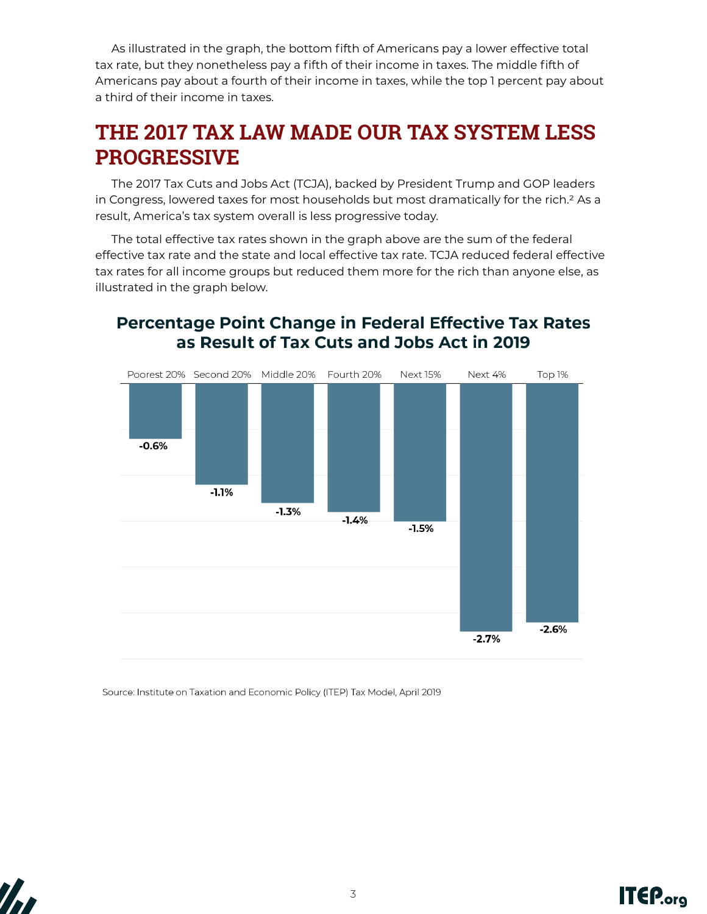As illustrated in the graph, the bottom fifth of Americans pay a lower effective total tax rate, but they nonetheless pay a fifth of their income in taxes. The middle fifth of Americans pay about a fourth of their income in taxes, while the top 1 percent pay about a third of their income in taxes.

## THE 2017 TAX LAW MADE OUR TAX SYSTEM LESS PROGRESSIVE

The 2017 Tax Cuts and Jobs Act (TCJA), backed by President Trump and GOP leaders in Congress, lowered taxes for most households but most dramatically for the rich.[2] As a result, America's tax system overall is less progressive today.

The total effective tax rates shown in the graph above are the sum of the federal effective tax rate and the state and local effective tax rate. TCJA reduced federal effective tax rates for all income groups but reduced them more for the rich than anyone else, as illustrated in the graph below.

### Percentage Point Change in Federal Effective Tax Rates as Result of Tax Cuts and Jobs Act in 2019

| Poorest 20% | Second 20% | Middle 20% | Fourth 20% | Next 15% | Next 4% | Top 1% |
|---|---|---|---|---|---|---|
| -0.6% | -1.1% | -1.3% | -1.4% | -1.5% | -2.7% | -2.6% |

Source: Institute on Taxation and Economic Policy (ITEP) Tax Model, April 2019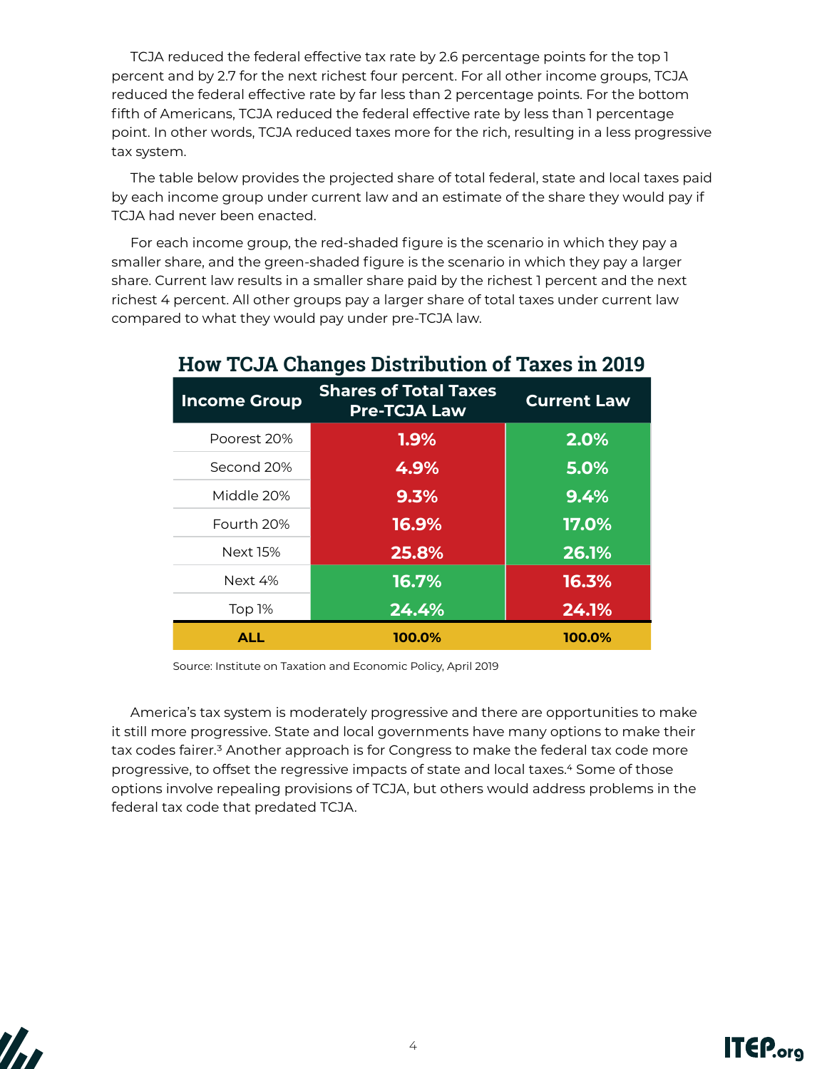TCJA reduced the federal effective tax rate by 2.6 percentage points for the top 1 percent and by 2.7 for the next richest four percent. For all other income groups, TCJA reduced the federal effective rate by far less than 2 percentage points. For the bottom fifth of Americans, TCJA reduced the federal effective rate by less than 1 percentage point. In other words, TCJA reduced taxes more for the rich, resulting in a less progressive tax system.

The table below provides the projected share of total federal, state and local taxes paid by each income group under current law and an estimate of the share they would pay if TCJA had never been enacted.

For each income group, the red-shaded figure is the scenario in which they pay a smaller share, and the green-shaded figure is the scenario in which they pay a larger share. Current law results in a smaller share paid by the richest 1 percent and the next richest 4 percent. All other groups pay a larger share of total taxes under current law compared to what they would pay under pre-TCJA law.

## How TCJA Changes Distribution of Taxes in 2019

| Income Group | Shares of Total Taxes Pre-TCJA Law | Current Law |
|---|---|---|
| Poorest 20% | 1.9% | 2.0% |
| Second 20% | 4.9% | 5.0% |
| Middle 20% | 9.3% | 9.4% |
| Fourth 20% | 16.9% | 17.0% |
| Next 15% | 25.8% | 26.1% |
| Next 4% | 16.7% | 16.3% |
| Top 1% | 24.4% | 24.1% |
| **ALL** | **100.0%** | **100.0%** |

Source: Institute on Taxation and Economic Policy, April 2019

America's tax system is moderately progressive and there are opportunities to make it still more progressive. State and local governments have many options to make their tax codes fairer.[3] Another approach is for Congress to make the federal tax code more progressive, to offset the regressive impacts of state and local taxes.[4] Some of those options involve repealing provisions of TCJA, but others would address problems in the federal tax code that predated TCJA.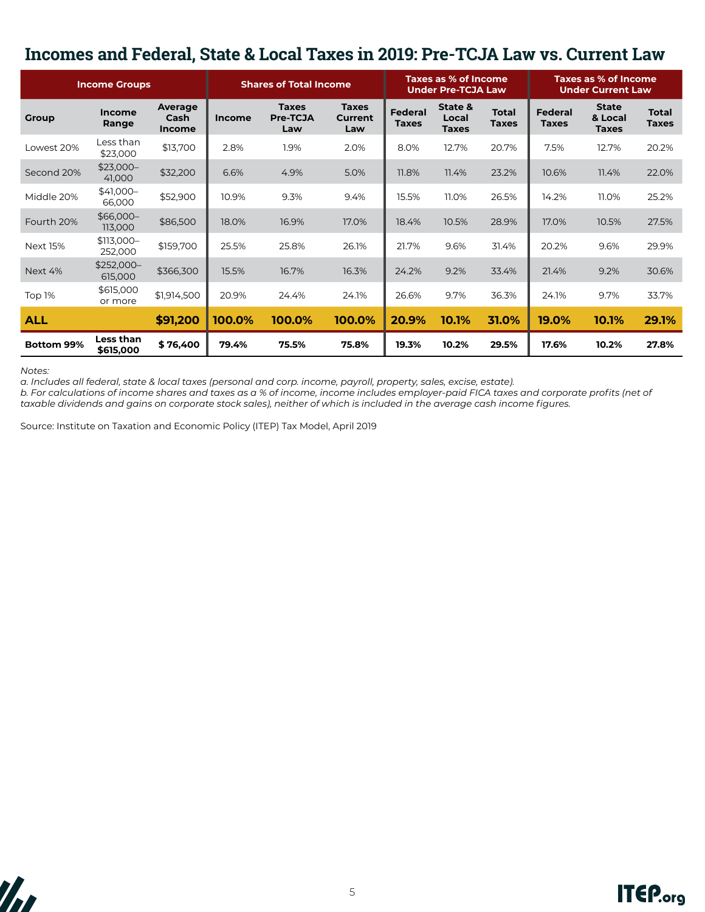## Incomes and Federal, State & Local Taxes in 2019: Pre-TCJA Law vs. Current Law

| Income Groups | | | Shares of Total Income | | | Taxes as % of Income Under Pre-TCJA Law | | | Taxes as % of Income Under Current Law | | |
|---|---|---|---|---|---|---|---|---|---|---|---|
| **Group** | **Income Range** | **Average Cash Income** | **Income** | **Taxes Pre-TCJA Law** | **Taxes Current Law** | **Federal Taxes** | **State & Local Taxes** | **Total Taxes** | **Federal Taxes** | **State & Local Taxes** | **Total Taxes** |
| Lowest 20% | Less than $23,000 | $13,700 | 2.8% | 1.9% | 2.0% | 8.0% | 12.7% | 20.7% | 7.5% | 12.7% | 20.2% |
| Second 20% | $23,000–41,000 | $32,200 | 6.6% | 4.9% | 5.0% | 11.8% | 11.4% | 23.2% | 10.6% | 11.4% | 22.0% |
| Middle 20% | $41,000–66,000 | $52,900 | 10.9% | 9.3% | 9.4% | 15.5% | 11.0% | 26.5% | 14.2% | 11.0% | 25.2% |
| Fourth 20% | $66,000–113,000 | $86,500 | 18.0% | 16.9% | 17.0% | 18.4% | 10.5% | 28.9% | 17.0% | 10.5% | 27.5% |
| Next 15% | $113,000–252,000 | $159,700 | 25.5% | 25.8% | 26.1% | 21.7% | 9.6% | 31.4% | 20.2% | 9.6% | 29.9% |
| Next 4% | $252,000–615,000 | $366,300 | 15.5% | 16.7% | 16.3% | 24.2% | 9.2% | 33.4% | 21.4% | 9.2% | 30.6% |
| Top 1% | $615,000 or more | $1,914,500 | 20.9% | 24.4% | 24.1% | 26.6% | 9.7% | 36.3% | 24.1% | 9.7% | 33.7% |
| **ALL** | | **$91,200** | **100.0%** | **100.0%** | **100.0%** | **20.9%** | **10.1%** | **31.0%** | **19.0%** | **10.1%** | **29.1%** |
| **Bottom 99%** | **Less than $615,000** | **$ 76,400** | **79.4%** | **75.5%** | **75.8%** | **19.3%** | **10.2%** | **29.5%** | **17.6%** | **10.2%** | **27.8%** |

*Notes:*
*a. Includes all federal, state & local taxes (personal and corp. income, payroll, property, sales, excise, estate).*
*b. For calculations of income shares and taxes as a % of income, income includes employer-paid FICA taxes and corporate profits (net of taxable dividends and gains on corporate stock sales), neither of which is included in the average cash income figures.*

Source: Institute on Taxation and Economic Policy (ITEP) Tax Model, April 2019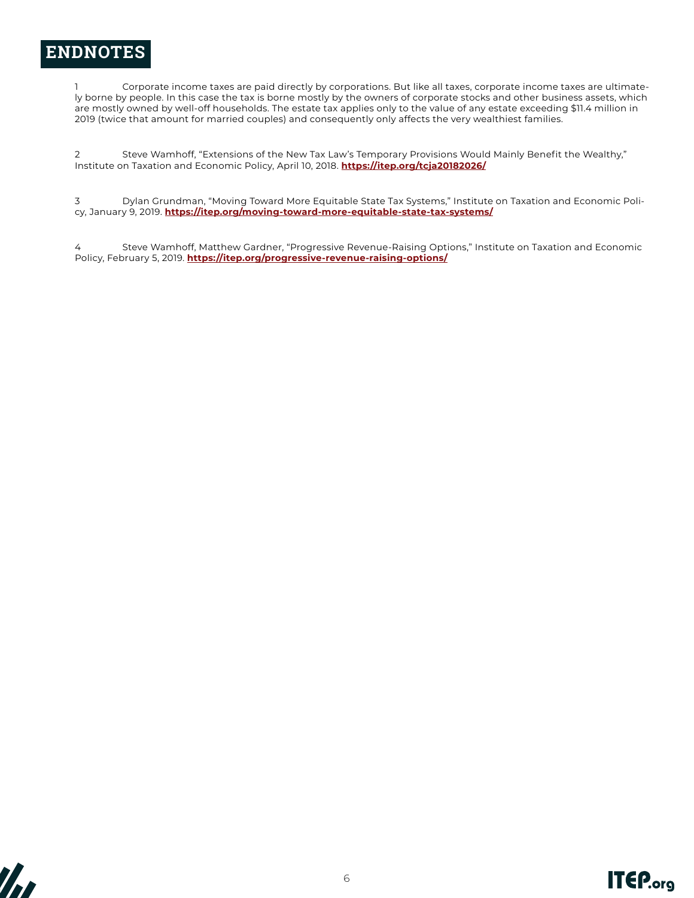# ENDNOTES

1 Corporate income taxes are paid directly by corporations. But like all taxes, corporate income taxes are ultimately borne by people. In this case the tax is borne mostly by the owners of corporate stocks and other business assets, which are mostly owned by well-off households. The estate tax applies only to the value of any estate exceeding $11.4 million in 2019 (twice that amount for married couples) and consequently only affects the very wealthiest families.

2 Steve Wamhoff, "Extensions of the New Tax Law's Temporary Provisions Would Mainly Benefit the Wealthy," Institute on Taxation and Economic Policy, April 10, 2018. **https://itep.org/tcja20182026/**

3 Dylan Grundman, "Moving Toward More Equitable State Tax Systems," Institute on Taxation and Economic Policy, January 9, 2019. **https://itep.org/moving-toward-more-equitable-state-tax-systems/**

4 Steve Wamhoff, Matthew Gardner, "Progressive Revenue-Raising Options," Institute on Taxation and Economic Policy, February 5, 2019. **https://itep.org/progressive-revenue-raising-options/**